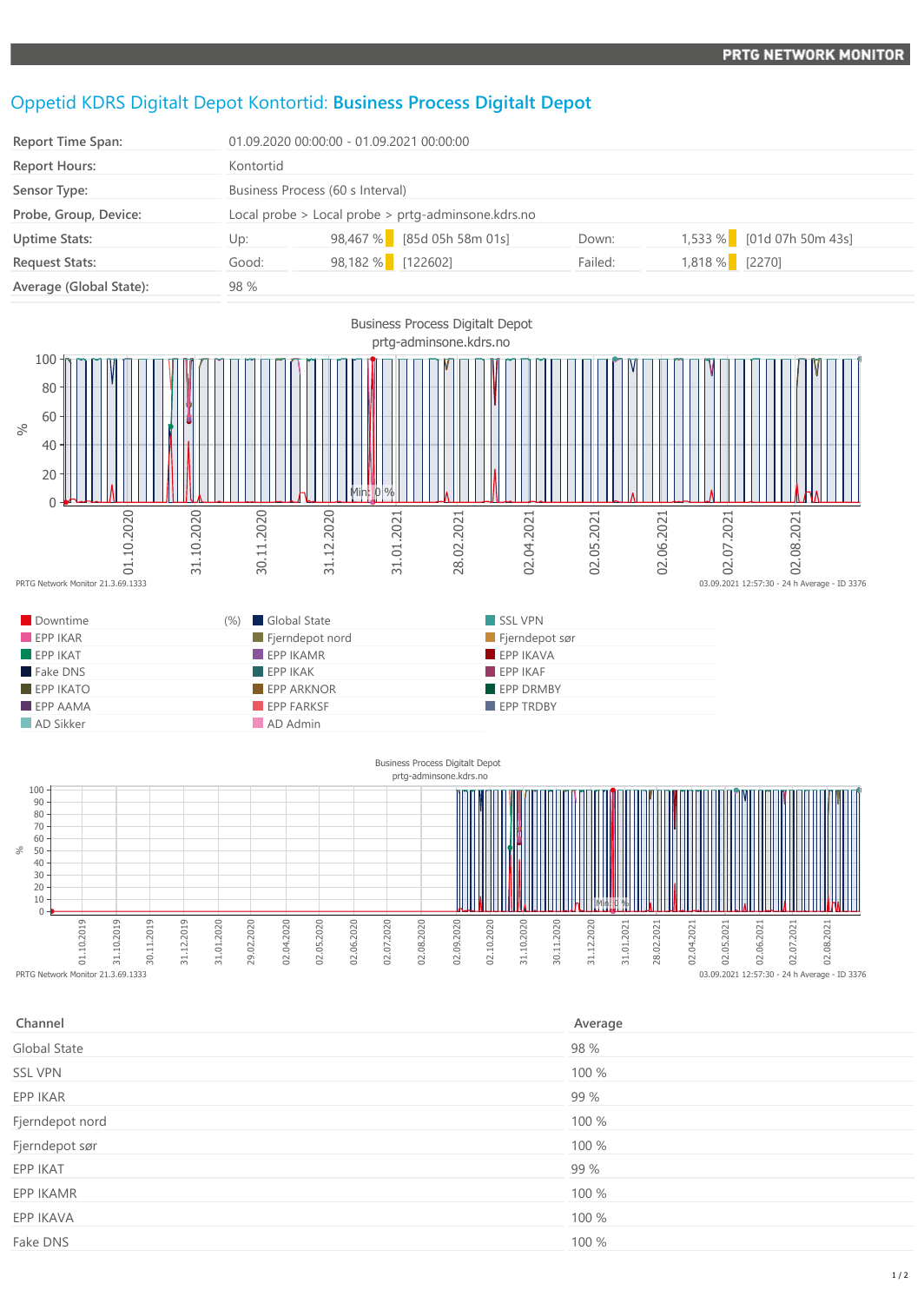# Oppetid KDRS Digitalt Depot Kontortid: **Business Process Digitalt Depot**

| | | | | | |
|---|---|---|---|---|---|
| **Report Time Span:** | 01.09.2020 00:00:00 - 01.09.2021 00:00:00 | | | | |
| **Report Hours:** | Kontortid | | | | |
| **Sensor Type:** | Business Process (60 s Interval) | | | | |
| **Probe, Group, Device:** | Local probe > Local probe > prtg-adminsone.kdrs.no | | | | |
| **Uptime Stats:** | Up: | 98,467 % [85d 05h 58m 01s] | Down: | 1,533 % [01d 07h 50m 43s] | |
| **Request Stats:** | Good: | 98,182 % [122602] | Failed: | 1,818 % [2270] | |
| **Average (Global State):** | 98 % | | | | |

Business Process Digitalt Depot
prtg-adminsone.kdrs.no

PRTG Network Monitor 21.3.69.1333 — 03.09.2021 12:57:30 - 24 h Average - ID 3376

| | (%) | | |
|---|---|---|---|
| Downtime | | Global State | SSL VPN |
| EPP IKAR | | Fjerndepot nord | Fjerndepot sør |
| EPP IKAT | | EPP IKAMR | EPP IKAVA |
| Fake DNS | | EPP IKAK | EPP IKAF |
| EPP IKATO | | EPP ARKNOR | EPP DRMBY |
| EPP AAMA | | EPP FARKSF | EPP TRDBY |
| AD Sikker | | AD Admin | |

Business Process Digitalt Depot
prtg-adminsone.kdrs.no

PRTG Network Monitor 21.3.69.1333 — 03.09.2021 12:57:30 - 24 h Average - ID 3376

| Channel | Average |
|---|---|
| Global State | 98 % |
| SSL VPN | 100 % |
| EPP IKAR | 99 % |
| Fjerndepot nord | 100 % |
| Fjerndepot sør | 100 % |
| EPP IKAT | 99 % |
| EPP IKAMR | 100 % |
| EPP IKAVA | 100 % |
| Fake DNS | 100 % |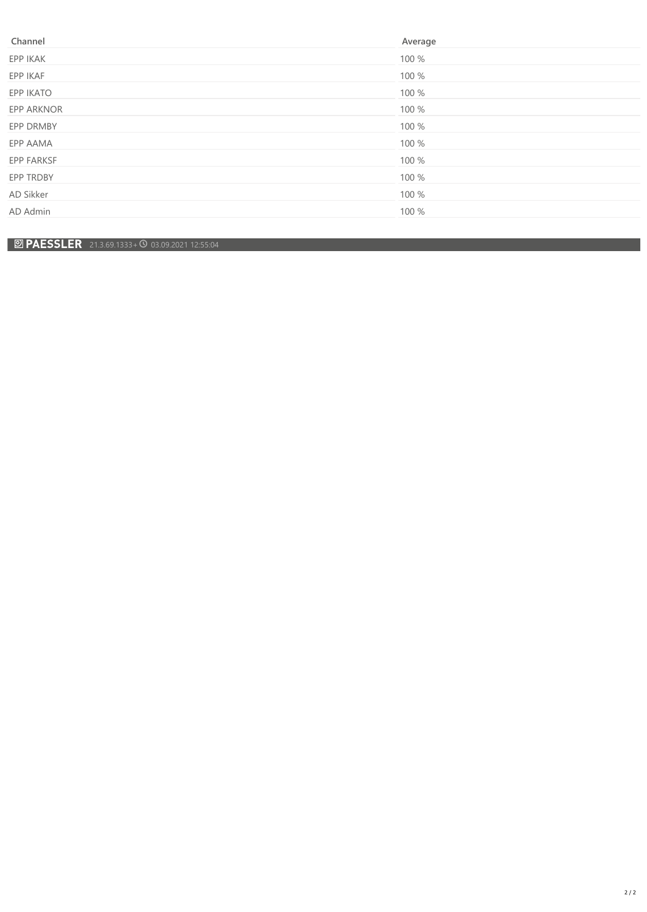| Channel | Average |
|---|---|
| EPP IKAK | 100 % |
| EPP IKAF | 100 % |
| EPP IKATO | 100 % |
| EPP ARKNOR | 100 % |
| EPP DRMBY | 100 % |
| EPP AAMA | 100 % |
| EPP FARKSF | 100 % |
| EPP TRDBY | 100 % |
| AD Sikker | 100 % |
| AD Admin | 100 % |

PAESSLER 21.3.69.1333+ 03.09.2021 12:55:04